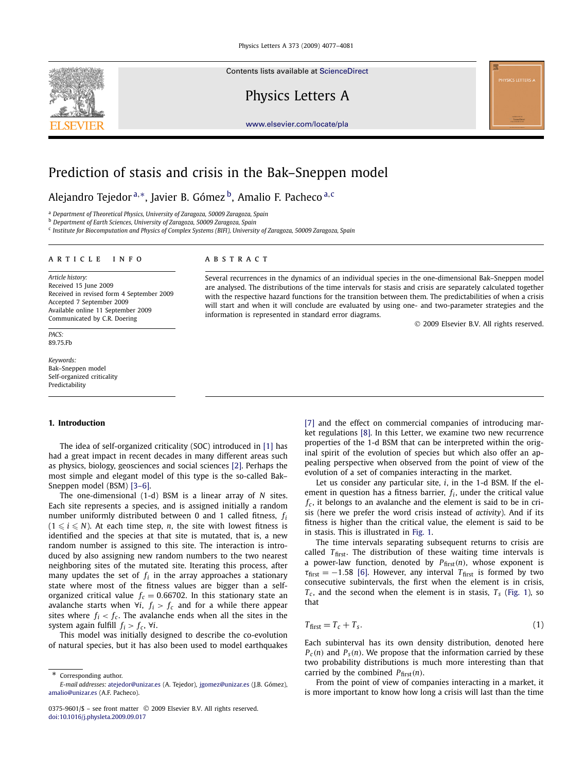# Prediction of stasis and crisis in the Bak–Sneppen model

Alejandro Tejedor [a,*], Javier B. Gómez [b], Amalio F. Pacheco [a,c]

[a] Department of Theoretical Physics, University of Zaragoza, 50009 Zaragoza, Spain
[b] Department of Earth Sciences, University of Zaragoza, 50009 Zaragoza, Spain
[c] Institute for Biocomputation and Physics of Complex Systems (BIFI), University of Zaragoza, 50009 Zaragoza, Spain

## ARTICLE INFO

*Article history:*
Received 15 June 2009
Received in revised form 4 September 2009
Accepted 7 September 2009
Available online 11 September 2009
Communicated by C.R. Doering

*PACS:*
89.75.Fb

*Keywords:*
Bak–Sneppen model
Self-organized criticality
Predictability

## ABSTRACT

Several recurrences in the dynamics of an individual species in the one-dimensional Bak–Sneppen model are analysed. The distributions of the time intervals for stasis and crisis are separately calculated together with the respective hazard functions for the transition between them. The predictabilities of when a crisis will start and when it will conclude are evaluated by using one- and two-parameter strategies and the information is represented in standard error diagrams.

© 2009 Elsevier B.V. All rights reserved.

## 1. Introduction

The idea of self-organized criticality (SOC) introduced in [1] has had a great impact in recent decades in many different areas such as physics, biology, geosciences and social sciences [2]. Perhaps the most simple and elegant model of this type is the so-called Bak–Sneppen model (BSM) [3–6].

The one-dimensional (1-d) BSM is a linear array of $N$ sites. Each site represents a species, and is assigned initially a random number uniformly distributed between 0 and 1 called fitness, $f_i$ ($1 \leqslant i \leqslant N$). At each time step, $n$, the site with lowest fitness is identified and the species at that site is mutated, that is, a new random number is assigned to this site. The interaction is introduced by also assigning new random numbers to the two nearest neighboring sites of the mutated site. Iterating this process, after many updates the set of $f_i$ in the array approaches a stationary state where most of the fitness values are bigger than a self-organized critical value $f_c = 0.66702$. In this stationary state an avalanche starts when $\forall i$, $f_i > f_c$ and for a while there appear sites where $f_i < f_c$. The avalanche ends when all the sites in the system again fulfill $f_i > f_c$, $\forall i$.

This model was initially designed to describe the co-evolution of natural species, but it has also been used to model earthquakes [7] and the effect on commercial companies of introducing market regulations [8]. In this Letter, we examine two new recurrence properties of the 1-d BSM that can be interpreted within the original spirit of the evolution of species but which also offer an appealing perspective when observed from the point of view of the evolution of a set of companies interacting in the market.

Let us consider any particular site, $i$, in the 1-d BSM. If the element in question has a fitness barrier, $f_i$, under the critical value $f_c$, it belongs to an avalanche and the element is said to be in crisis (here we prefer the word crisis instead of *activity*). And if its fitness is higher than the critical value, the element is said to be in stasis. This is illustrated in Fig. 1.

The time intervals separating subsequent returns to crisis are called $T_{\text{first}}$. The distribution of these waiting time intervals is a power-law function, denoted by $P_{\text{first}}(n)$, whose exponent is $\tau_{\text{first}} = -1.58$ [6]. However, any interval $T_{\text{first}}$ is formed by two consecutive subintervals, the first when the element is in crisis, $T_c$, and the second when the element is in stasis, $T_s$ (Fig. 1), so that

$$T_{\text{first}} = T_c + T_s. \tag{1}$$

Each subinterval has its own density distribution, denoted here $P_c(n)$ and $P_s(n)$. We propose that the information carried by these two probability distributions is much more interesting than that carried by the combined $P_{\text{first}}(n)$.

From the point of view of companies interacting in a market, it is more important to know how long a crisis will last than the time

---

* Corresponding author.
*E-mail addresses:* atejedor@unizar.es (A. Tejedor), jgomez@unizar.es (J.B. Gómez), amalio@unizar.es (A.F. Pacheco).

0375-9601/$ – see front matter © 2009 Elsevier B.V. All rights reserved.
doi:10.1016/j.physleta.2009.09.017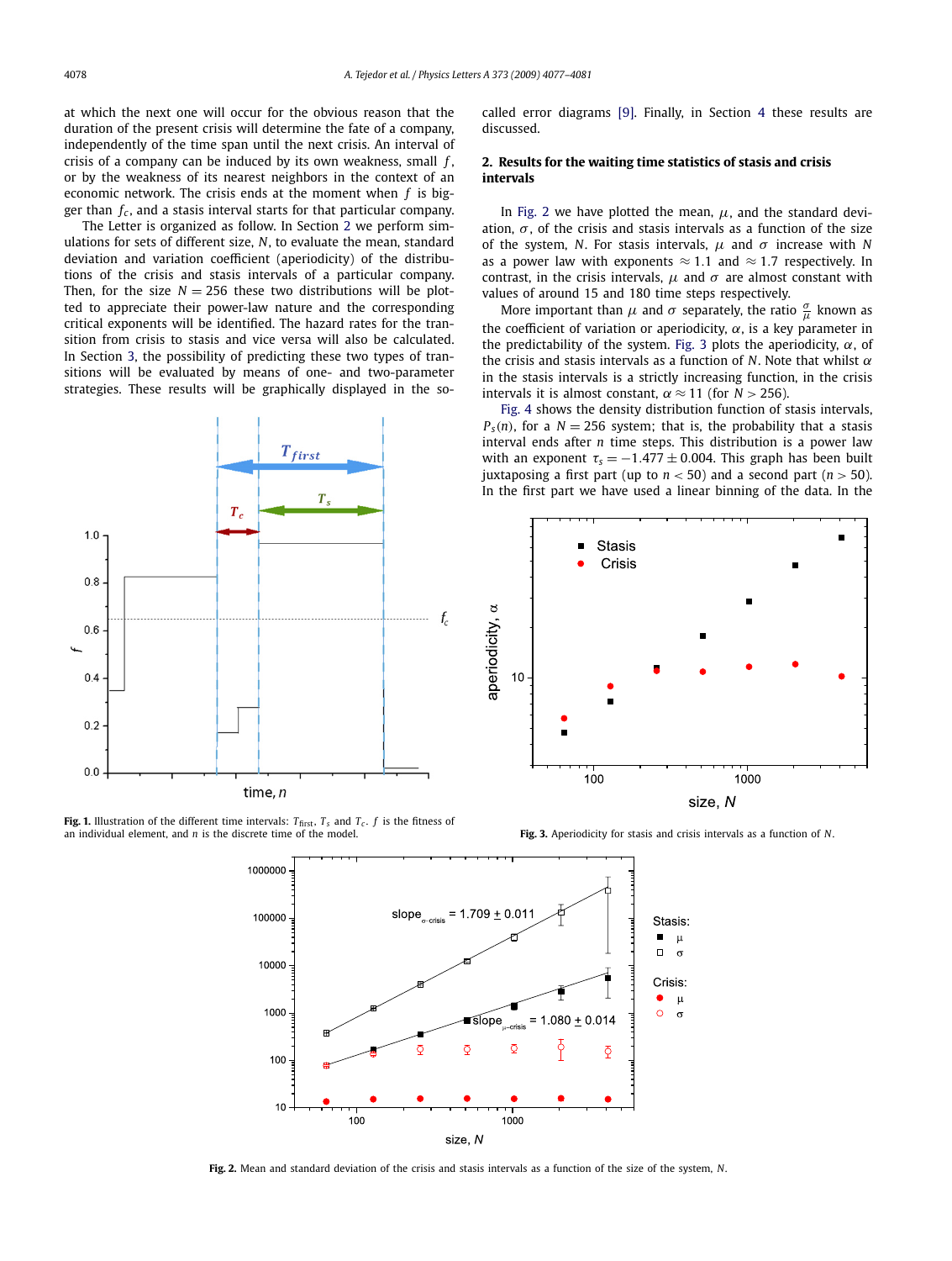at which the next one will occur for the obvious reason that the duration of the present crisis will determine the fate of a company, independently of the time span until the next crisis. An interval of crisis of a company can be induced by its own weakness, small $f$, or by the weakness of its nearest neighbors in the context of an economic network. The crisis ends at the moment when $f$ is bigger than $f_c$, and a stasis interval starts for that particular company.

The Letter is organized as follow. In Section 2 we perform simulations for sets of different size, $N$, to evaluate the mean, standard deviation and variation coefficient (aperiodicity) of the distributions of the crisis and stasis intervals of a particular company. Then, for the size $N = 256$ these two distributions will be plotted to appreciate their power-law nature and the corresponding critical exponents will be identified. The hazard rates for the transition from crisis to stasis and vice versa will also be calculated. In Section 3, the possibility of predicting these two types of transitions will be evaluated by means of one- and two-parameter strategies. These results will be graphically displayed in the so-called error diagrams [9]. Finally, in Section 4 these results are discussed.

**Fig. 1.** Illustration of the different time intervals: $T_{\text{first}}$, $T_s$ and $T_c$. $f$ is the fitness of an individual element, and $n$ is the discrete time of the model.

## 2. Results for the waiting time statistics of stasis and crisis intervals

In Fig. 2 we have plotted the mean, $\mu$, and the standard deviation, $\sigma$, of the crisis and stasis intervals as a function of the size of the system, $N$. For stasis intervals, $\mu$ and $\sigma$ increase with $N$ as a power law with exponents $\approx 1.1$ and $\approx 1.7$ respectively. In contrast, in the crisis intervals, $\mu$ and $\sigma$ are almost constant with values of around 15 and 180 time steps respectively.

More important than $\mu$ and $\sigma$ separately, the ratio $\frac{\sigma}{\mu}$ known as the coefficient of variation or aperiodicity, $\alpha$, is a key parameter in the predictability of the system. Fig. 3 plots the aperiodicity, $\alpha$, of the crisis and stasis intervals as a function of $N$. Note that whilst $\alpha$ in the stasis intervals is a strictly increasing function, in the crisis intervals it is almost constant, $\alpha \approx 11$ (for $N > 256$).

Fig. 4 shows the density distribution function of stasis intervals, $P_s(n)$, for a $N = 256$ system; that is, the probability that a stasis interval ends after $n$ time steps. This distribution is a power law with an exponent $\tau_s = -1.477 \pm 0.004$. This graph has been built juxtaposing a first part (up to $n < 50$) and a second part ($n > 50$). In the first part we have used a linear binning of the data. In the

**Fig. 3.** Aperiodicity for stasis and crisis intervals as a function of $N$.

**Fig. 2.** Mean and standard deviation of the crisis and stasis intervals as a function of the size of the system, $N$.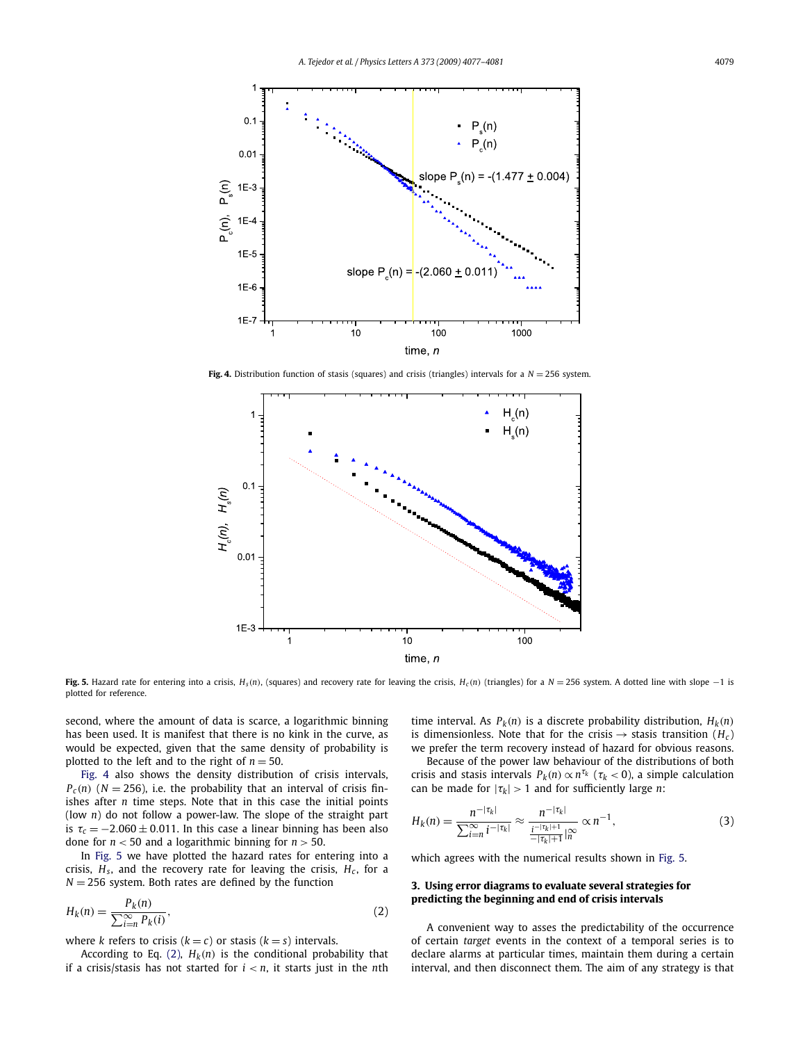Fig. 4. Distribution function of stasis (squares) and crisis (triangles) intervals for a $N = 256$ system.

Fig. 5. Hazard rate for entering into a crisis, $H_s(n)$, (squares) and recovery rate for leaving the crisis, $H_c(n)$ (triangles) for a $N = 256$ system. A dotted line with slope $-1$ is plotted for reference.

second, where the amount of data is scarce, a logarithmic binning has been used. It is manifest that there is no kink in the curve, as would be expected, given that the same density of probability is plotted to the left and to the right of $n = 50$.

Fig. 4 also shows the density distribution of crisis intervals, $P_c(n)$ ($N = 256$), i.e. the probability that an interval of crisis finishes after $n$ time steps. Note that in this case the initial points (low $n$) do not follow a power-law. The slope of the straight part is $\tau_c = -2.060 \pm 0.011$. In this case a linear binning has also done for $n < 50$ and a logarithmic binning for $n > 50$.

In Fig. 5 we have plotted the hazard rates for entering into a crisis, $H_s$, and the recovery rate for leaving the crisis, $H_c$, for a $N = 256$ system. Both rates are defined by the function

$$H_k(n) = \frac{P_k(n)}{\sum_{i=n}^{\infty} P_k(i)}, \tag{2}$$

where $k$ refers to crisis ($k = c$) or stasis ($k = s$) intervals.

According to Eq. (2), $H_k(n)$ is the conditional probability that if a crisis/stasis has not started for $i < n$, it starts just in the $n$th time interval. As $P_k(n)$ is a discrete probability distribution, $H_k(n)$ is dimensionless. Note that for the crisis → stasis transition ($H_c$) we prefer the term recovery instead of hazard for obvious reasons.

Because of the power law behaviour of the distributions of both crisis and stasis intervals $P_k(n) \propto n^{\tau_k}$ ($\tau_k < 0$), a simple calculation can be made for $|\tau_k| > 1$ and for sufficiently large $n$:

$$H_k(n) = \frac{n^{-|\tau_k|}}{\sum_{i=n}^{\infty} i^{-|\tau_k|}} \approx \frac{n^{-|\tau_k|}}{\frac{i^{-|\tau_k|+1}}{-|\tau_k|+1}\Big|_n^{\infty}} \propto n^{-1}, \tag{3}$$

which agrees with the numerical results shown in Fig. 5.

## 3. Using error diagrams to evaluate several strategies for predicting the beginning and end of crisis intervals

A convenient way to asses the predictability of the occurrence of certain *target* events in the context of a temporal series is to declare alarms at particular times, maintain them during a certain interval, and then disconnect them. The aim of any strategy is that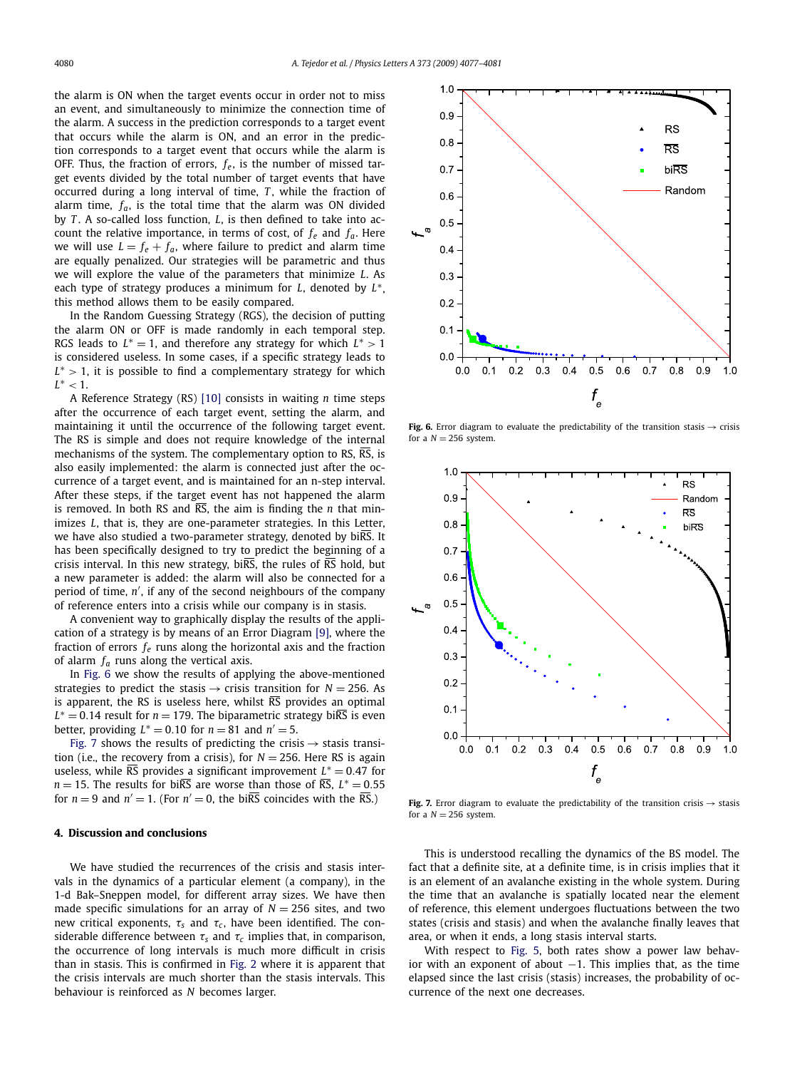the alarm is ON when the target events occur in order not to miss an event, and simultaneously to minimize the connection time of the alarm. A success in the prediction corresponds to a target event that occurs while the alarm is ON, and an error in the prediction corresponds to a target event that occurs while the alarm is OFF. Thus, the fraction of errors, $f_e$, is the number of missed target events divided by the total number of target events that have occurred during a long interval of time, $T$, while the fraction of alarm time, $f_a$, is the total time that the alarm was ON divided by $T$. A so-called loss function, $L$, is then defined to take into account the relative importance, in terms of cost, of $f_e$ and $f_a$. Here we will use $L = f_e + f_a$, where failure to predict and alarm time are equally penalized. Our strategies will be parametric and thus we will explore the value of the parameters that minimize $L$. As each type of strategy produces a minimum for $L$, denoted by $L^*$, this method allows them to be easily compared.

In the Random Guessing Strategy (RGS), the decision of putting the alarm ON or OFF is made randomly in each temporal step. RGS leads to $L^* = 1$, and therefore any strategy for which $L^* > 1$ is considered useless. In some cases, if a specific strategy leads to $L^* > 1$, it is possible to find a complementary strategy for which $L^* < 1$.

A Reference Strategy (RS) [10] consists in waiting $n$ time steps after the occurrence of each target event, setting the alarm, and maintaining it until the occurrence of the following target event. The RS is simple and does not require knowledge of the internal mechanisms of the system. The complementary option to RS, $\overline{\text{RS}}$, is also easily implemented: the alarm is connected just after the occurrence of a target event, and is maintained for an n-step interval. After these steps, if the target event has not happened the alarm is removed. In both RS and $\overline{\text{RS}}$, the aim is finding the $n$ that minimizes $L$, that is, they are one-parameter strategies. In this Letter, we have also studied a two-parameter strategy, denoted by bi$\overline{\text{RS}}$. It has been specifically designed to try to predict the beginning of a crisis interval. In this new strategy, bi$\overline{\text{RS}}$, the rules of $\overline{\text{RS}}$ hold, but a new parameter is added: the alarm will also be connected for a period of time, $n'$, if any of the second neighbours of the company of reference enters into a crisis while our company is in stasis.

A convenient way to graphically display the results of the application of a strategy is by means of an Error Diagram [9], where the fraction of errors $f_e$ runs along the horizontal axis and the fraction of alarm $f_a$ runs along the vertical axis.

In Fig. 6 we show the results of applying the above-mentioned strategies to predict the stasis → crisis transition for $N = 256$. As is apparent, the RS is useless here, whilst $\overline{\text{RS}}$ provides an optimal $L^* = 0.14$ result for $n = 179$. The biparametric strategy bi$\overline{\text{RS}}$ is even better, providing $L^* = 0.10$ for $n = 81$ and $n' = 5$.

Fig. 7 shows the results of predicting the crisis → stasis transition (i.e., the recovery from a crisis), for $N = 256$. Here RS is again useless, while $\overline{\text{RS}}$ provides a significant improvement $L^* = 0.47$ for $n = 15$. The results for bi$\overline{\text{RS}}$ are worse than those of $\overline{\text{RS}}$, $L^* = 0.55$ for $n = 9$ and $n' = 1$. (For $n' = 0$, the bi$\overline{\text{RS}}$ coincides with the $\overline{\text{RS}}$.)

## 4. Discussion and conclusions

We have studied the recurrences of the crisis and stasis intervals in the dynamics of a particular element (a company), in the 1-d Bak–Sneppen model, for different array sizes. We have then made specific simulations for an array of $N = 256$ sites, and two new critical exponents, $\tau_s$ and $\tau_c$, have been identified. The considerable difference between $\tau_s$ and $\tau_c$ implies that, in comparison, the occurrence of long intervals is much more difficult in crisis than in stasis. This is confirmed in Fig. 2 where it is apparent that the crisis intervals are much shorter than the stasis intervals. This behaviour is reinforced as $N$ becomes larger.

**Fig. 6.** Error diagram to evaluate the predictability of the transition stasis → crisis for a $N = 256$ system.

**Fig. 7.** Error diagram to evaluate the predictability of the transition crisis → stasis for a $N = 256$ system.

This is understood recalling the dynamics of the BS model. The fact that a definite site, at a definite time, is in crisis implies that it is an element of an avalanche existing in the whole system. During the time that an avalanche is spatially located near the element of reference, this element undergoes fluctuations between the two states (crisis and stasis) and when the avalanche finally leaves that area, or when it ends, a long stasis interval starts.

With respect to Fig. 5, both rates show a power law behavior with an exponent of about −1. This implies that, as the time elapsed since the last crisis (stasis) increases, the probability of occurrence of the next one decreases.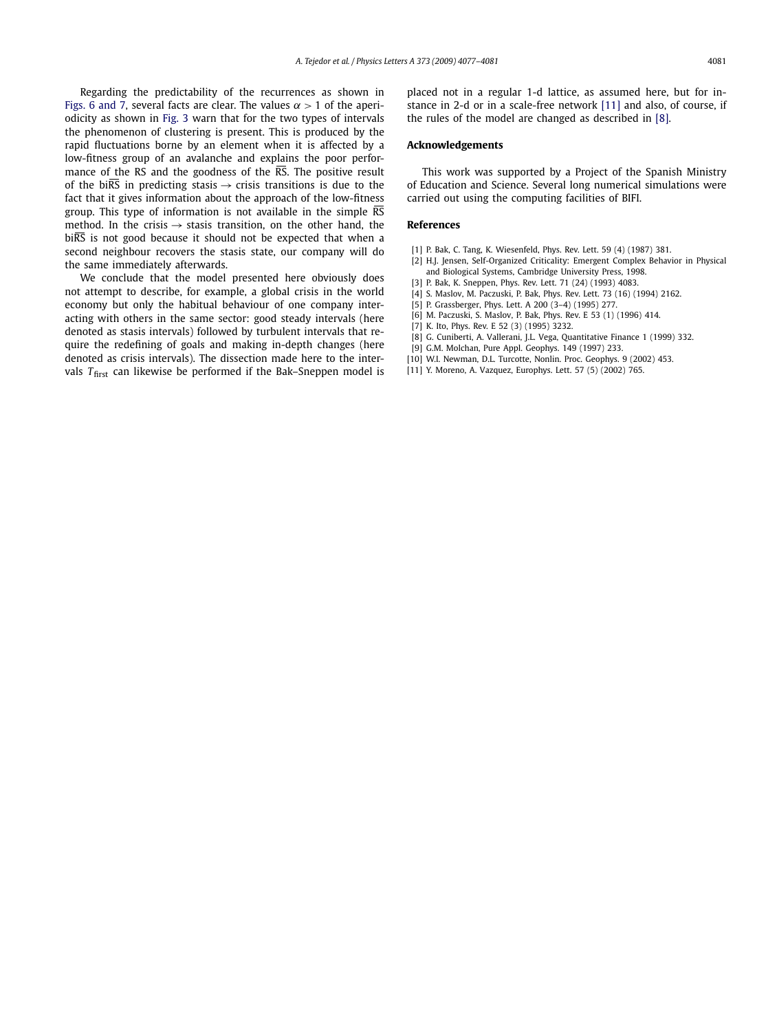Regarding the predictability of the recurrences as shown in Figs. 6 and 7, several facts are clear. The values $\alpha > 1$ of the aperiodicity as shown in Fig. 3 warn that for the two types of intervals the phenomenon of clustering is present. This is produced by the rapid fluctuations borne by an element when it is affected by a low-fitness group of an avalanche and explains the poor performance of the RS and the goodness of the $\overline{\text{RS}}$. The positive result of the bi$\overline{\text{RS}}$ in predicting stasis $\rightarrow$ crisis transitions is due to the fact that it gives information about the approach of the low-fitness group. This type of information is not available in the simple $\overline{\text{RS}}$ method. In the crisis $\rightarrow$ stasis transition, on the other hand, the bi$\overline{\text{RS}}$ is not good because it should not be expected that when a second neighbour recovers the stasis state, our company will do the same immediately afterwards.

We conclude that the model presented here obviously does not attempt to describe, for example, a global crisis in the world economy but only the habitual behaviour of one company interacting with others in the same sector: good steady intervals (here denoted as stasis intervals) followed by turbulent intervals that require the redefining of goals and making in-depth changes (here denoted as crisis intervals). The dissection made here to the intervals $T_{\text{first}}$ can likewise be performed if the Bak–Sneppen model is placed not in a regular 1-d lattice, as assumed here, but for instance in 2-d or in a scale-free network [11] and also, of course, if the rules of the model are changed as described in [8].

## Acknowledgements

This work was supported by a Project of the Spanish Ministry of Education and Science. Several long numerical simulations were carried out using the computing facilities of BIFI.

## References

[1] P. Bak, C. Tang, K. Wiesenfeld, Phys. Rev. Lett. 59 (4) (1987) 381.
[2] H.J. Jensen, Self-Organized Criticality: Emergent Complex Behavior in Physical and Biological Systems, Cambridge University Press, 1998.
[3] P. Bak, K. Sneppen, Phys. Rev. Lett. 71 (24) (1993) 4083.
[4] S. Maslov, M. Paczuski, P. Bak, Phys. Rev. Lett. 73 (16) (1994) 2162.
[5] P. Grassberger, Phys. Lett. A 200 (3–4) (1995) 277.
[6] M. Paczuski, S. Maslov, P. Bak, Phys. Rev. E 53 (1) (1996) 414.
[7] K. Ito, Phys. Rev. E 52 (3) (1995) 3232.
[8] G. Cuniberti, A. Vallerani, J.L. Vega, Quantitative Finance 1 (1999) 332.
[9] G.M. Molchan, Pure Appl. Geophys. 149 (1997) 233.
[10] W.I. Newman, D.L. Turcotte, Nonlin. Proc. Geophys. 9 (2002) 453.
[11] Y. Moreno, A. Vazquez, Europhys. Lett. 57 (5) (2002) 765.